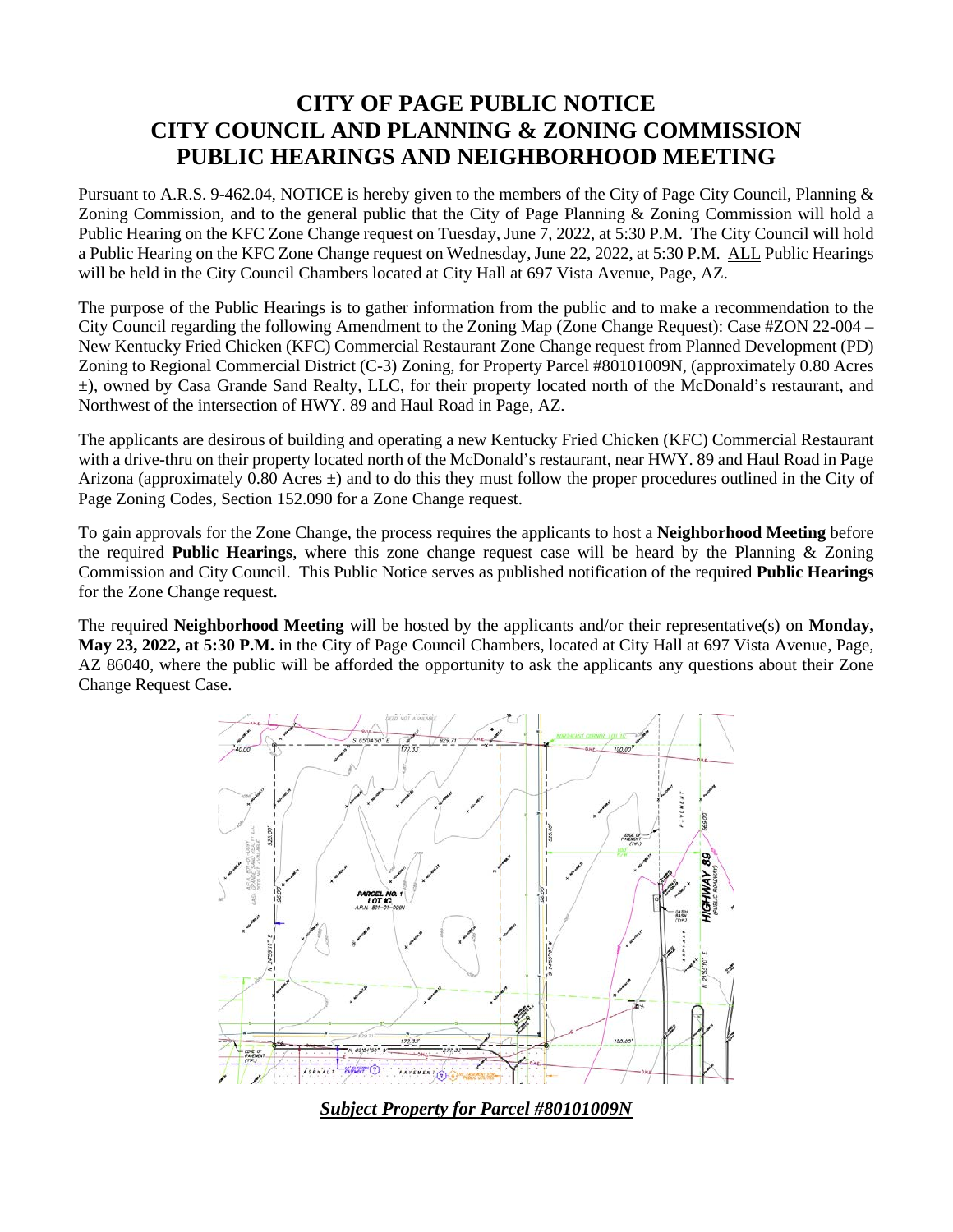# CITY OF PAGE PUBLIC NOTICE
# CITY COUNCIL AND PLANNING & ZONING COMMISSION
# PUBLIC HEARINGS AND NEIGHBORHOOD MEETING

Pursuant to A.R.S. 9-462.04, NOTICE is hereby given to the members of the City of Page City Council, Planning & Zoning Commission, and to the general public that the City of Page Planning & Zoning Commission will hold a Public Hearing on the KFC Zone Change request on Tuesday, June 7, 2022, at 5:30 P.M. The City Council will hold a Public Hearing on the KFC Zone Change request on Wednesday, June 22, 2022, at 5:30 P.M. ALL Public Hearings will be held in the City Council Chambers located at City Hall at 697 Vista Avenue, Page, AZ.

The purpose of the Public Hearings is to gather information from the public and to make a recommendation to the City Council regarding the following Amendment to the Zoning Map (Zone Change Request): Case #ZON 22-004 – New Kentucky Fried Chicken (KFC) Commercial Restaurant Zone Change request from Planned Development (PD) Zoning to Regional Commercial District (C-3) Zoning, for Property Parcel #80101009N, (approximately 0.80 Acres ±), owned by Casa Grande Sand Realty, LLC, for their property located north of the McDonald's restaurant, and Northwest of the intersection of HWY. 89 and Haul Road in Page, AZ.

The applicants are desirous of building and operating a new Kentucky Fried Chicken (KFC) Commercial Restaurant with a drive-thru on their property located north of the McDonald's restaurant, near HWY. 89 and Haul Road in Page Arizona (approximately 0.80 Acres ±) and to do this they must follow the proper procedures outlined in the City of Page Zoning Codes, Section 152.090 for a Zone Change request.

To gain approvals for the Zone Change, the process requires the applicants to host a **Neighborhood Meeting** before the required **Public Hearings**, where this zone change request case will be heard by the Planning & Zoning Commission and City Council. This Public Notice serves as published notification of the required **Public Hearings** for the Zone Change request.

The required **Neighborhood Meeting** will be hosted by the applicants and/or their representative(s) on **Monday, May 23, 2022, at 5:30 P.M.** in the City of Page Council Chambers, located at City Hall at 697 Vista Avenue, Page, AZ 86040, where the public will be afforded the opportunity to ask the applicants any questions about their Zone Change Request Case.

***Subject Property for Parcel #80101009N***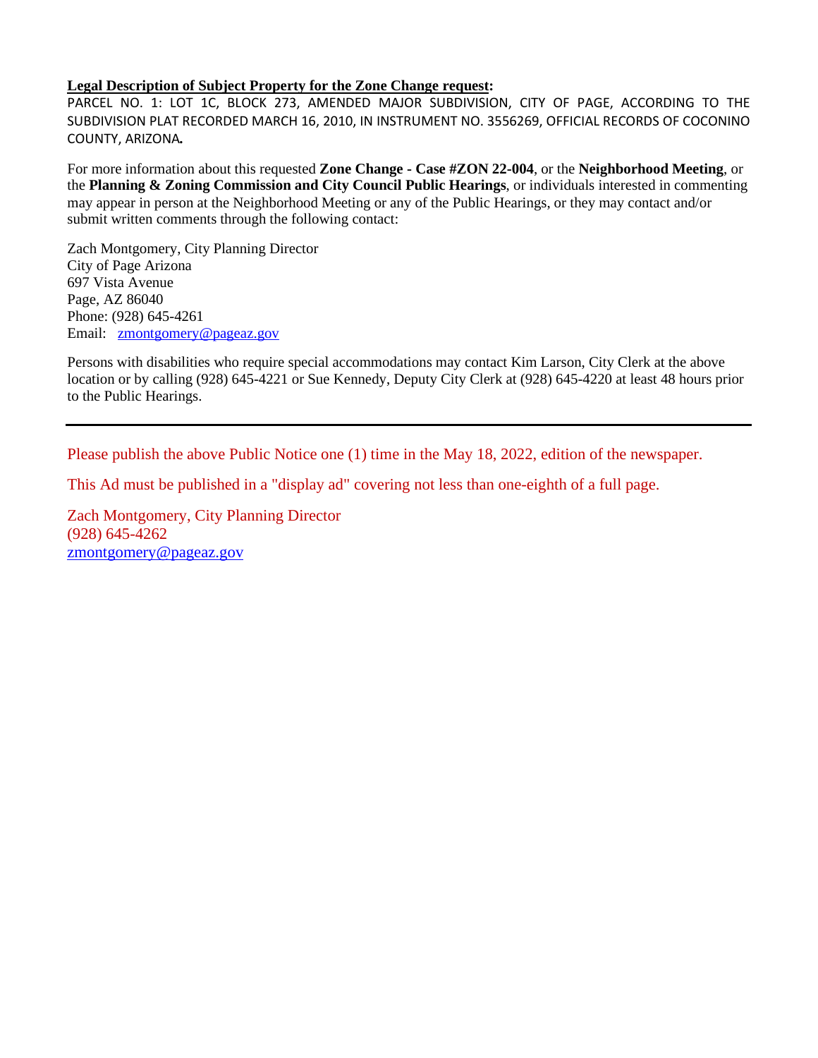**<u>Legal Description of Subject Property for the Zone Change request</u>:**

PARCEL NO. 1: LOT 1C, BLOCK 273, AMENDED MAJOR SUBDIVISION, CITY OF PAGE, ACCORDING TO THE SUBDIVISION PLAT RECORDED MARCH 16, 2010, IN INSTRUMENT NO. 3556269, OFFICIAL RECORDS OF COCONINO COUNTY, ARIZONA.

For more information about this requested **Zone Change - Case #ZON 22-004**, or the **Neighborhood Meeting**, or the **Planning & Zoning Commission and City Council Public Hearings**, or individuals interested in commenting may appear in person at the Neighborhood Meeting or any of the Public Hearings, or they may contact and/or submit written comments through the following contact:

Zach Montgomery, City Planning Director
City of Page Arizona
697 Vista Avenue
Page, AZ 86040
Phone: (928) 645-4261
Email: zmontgomery@pageaz.gov

Persons with disabilities who require special accommodations may contact Kim Larson, City Clerk at the above location or by calling (928) 645-4221 or Sue Kennedy, Deputy City Clerk at (928) 645-4220 at least 48 hours prior to the Public Hearings.

---

Please publish the above Public Notice one (1) time in the May 18, 2022, edition of the newspaper.

This Ad must be published in a "display ad" covering not less than one-eighth of a full page.

Zach Montgomery, City Planning Director
(928) 645-4262
zmontgomery@pageaz.gov